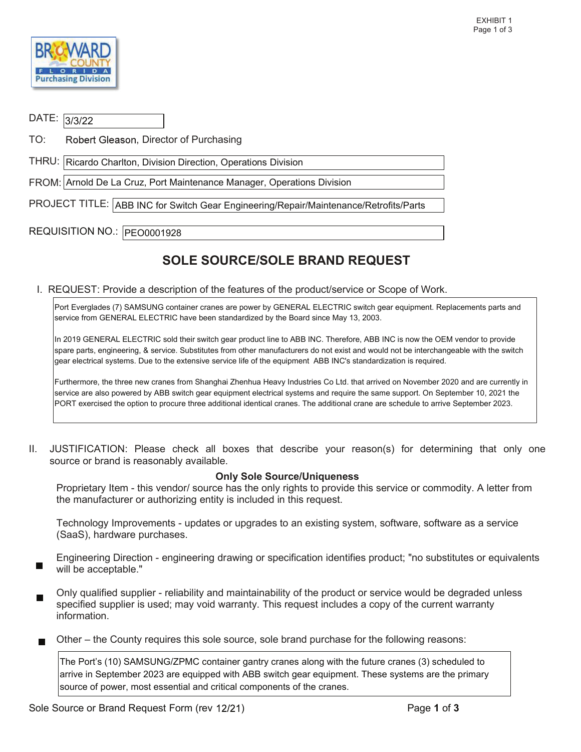EXHIBIT 1

DATE: 3/3/22

TO: Robert Gleason, Director of Purchasing

THRU: Ricardo Charlton, Division Direction, Operations Division

FROM: Arnold De La Cruz, Port Maintenance Manager, Operations Division

PROJECT TITLE: ABB INC for Switch Gear Engineering/Repair/Maintenance/Retrofits/Parts

REQUISITION NO.: PEO0001928

# SOLE SOURCE/SOLE BRAND REQUEST

I. REQUEST: Provide a description of the features of the product/service or Scope of Work.

Port Everglades (7) SAMSUNG container cranes are power by GENERAL ELECTRIC switch gear equipment. Replacements parts and service from GENERAL ELECTRIC have been standardized by the Board since May 13, 2003.

In 2019 GENERAL ELECTRIC sold their switch gear product line to ABB INC. Therefore, ABB INC is now the OEM vendor to provide spare parts, engineering, & service. Substitutes from other manufacturers do not exist and would not be interchangeable with the switch gear electrical systems. Due to the extensive service life of the equipment ABB INC's standardization is required.

Furthermore, the three new cranes from Shanghai Zhenhua Heavy Industries Co Ltd. that arrived on November 2020 and are currently in service are also powered by ABB switch gear equipment electrical systems and require the same support. On September 10, 2021 the PORT exercised the option to procure three additional identical cranes. The additional crane are schedule to arrive September 2023.

II. JUSTIFICATION: Please check all boxes that describe your reason(s) for determining that only one source or brand is reasonably available.

**Only Sole Source/Uniqueness**

- [ ] Proprietary Item - this vendor/ source has the only rights to provide this service or commodity. A letter from the manufacturer or authorizing entity is included in this request.
- [ ] Technology Improvements - updates or upgrades to an existing system, software, software as a service (SaaS), hardware purchases.
- [x] Engineering Direction - engineering drawing or specification identifies product; "no substitutes or equivalents will be acceptable."
- [x] Only qualified supplier - reliability and maintainability of the product or service would be degraded unless specified supplier is used; may void warranty. This request includes a copy of the current warranty information.
- [x] Other – the County requires this sole source, sole brand purchase for the following reasons:

The Port's (10) SAMSUNG/ZPMC container gantry cranes along with the future cranes (3) scheduled to arrive in September 2023 are equipped with ABB switch gear equipment. These systems are the primary source of power, most essential and critical components of the cranes.

Sole Source or Brand Request Form (rev 12/21)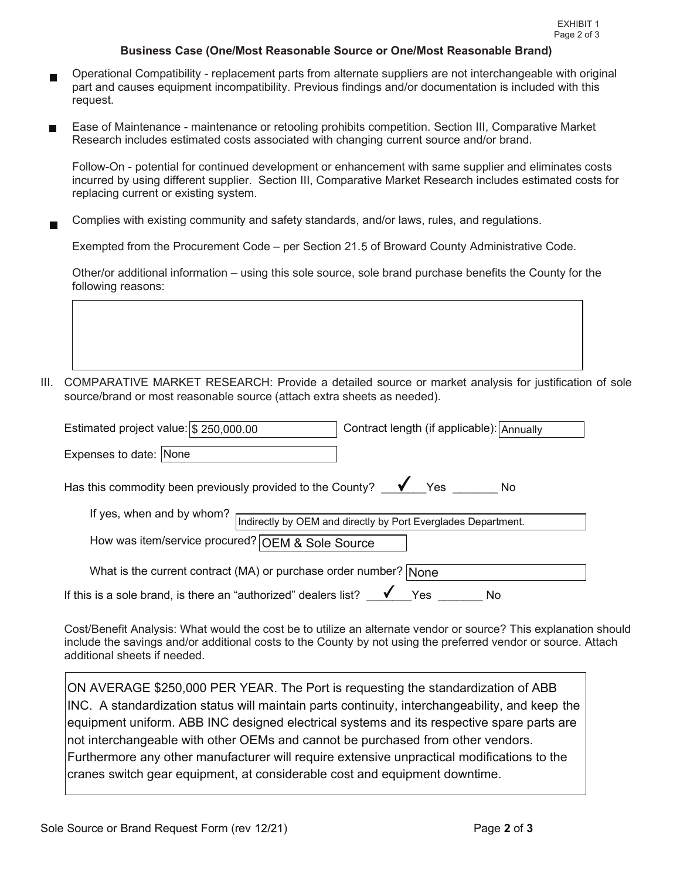### Business Case (One/Most Reasonable Source or One/Most Reasonable Brand)

- ■ Operational Compatibility - replacement parts from alternate suppliers are not interchangeable with original part and causes equipment incompatibility. Previous findings and/or documentation is included with this request.

- ■ Ease of Maintenance - maintenance or retooling prohibits competition. Section III, Comparative Market Research includes estimated costs associated with changing current source and/or brand.

  Follow-On - potential for continued development or enhancement with same supplier and eliminates costs incurred by using different supplier. Section III, Comparative Market Research includes estimated costs for replacing current or existing system.

- ■ Complies with existing community and safety standards, and/or laws, rules, and regulations.

  Exempted from the Procurement Code – per Section 21.5 of Broward County Administrative Code.

  Other/or additional information – using this sole source, sole brand purchase benefits the County for the following reasons:

III. COMPARATIVE MARKET RESEARCH: Provide a detailed source or market analysis for justification of sole source/brand or most reasonable source (attach extra sheets as needed).

Estimated project value: $ 250,000.00 Contract length (if applicable): Annually

Expenses to date: None

Has this commodity been previously provided to the County? ✓ Yes ____ No

If yes, when and by whom? Indirectly by OEM and directly by Port Everglades Department.

How was item/service procured? OEM & Sole Source

What is the current contract (MA) or purchase order number? None

If this is a sole brand, is there an "authorized" dealers list? ✓ Yes ____ No

Cost/Benefit Analysis: What would the cost be to utilize an alternate vendor or source? This explanation should include the savings and/or additional costs to the County by not using the preferred vendor or source. Attach additional sheets if needed.

ON AVERAGE $250,000 PER YEAR. The Port is requesting the standardization of ABB INC. A standardization status will maintain parts continuity, interchangeability, and keep the equipment uniform. ABB INC designed electrical systems and its respective spare parts are not interchangeable with other OEMs and cannot be purchased from other vendors. Furthermore any other manufacturer will require extensive unpractical modifications to the cranes switch gear equipment, at considerable cost and equipment downtime.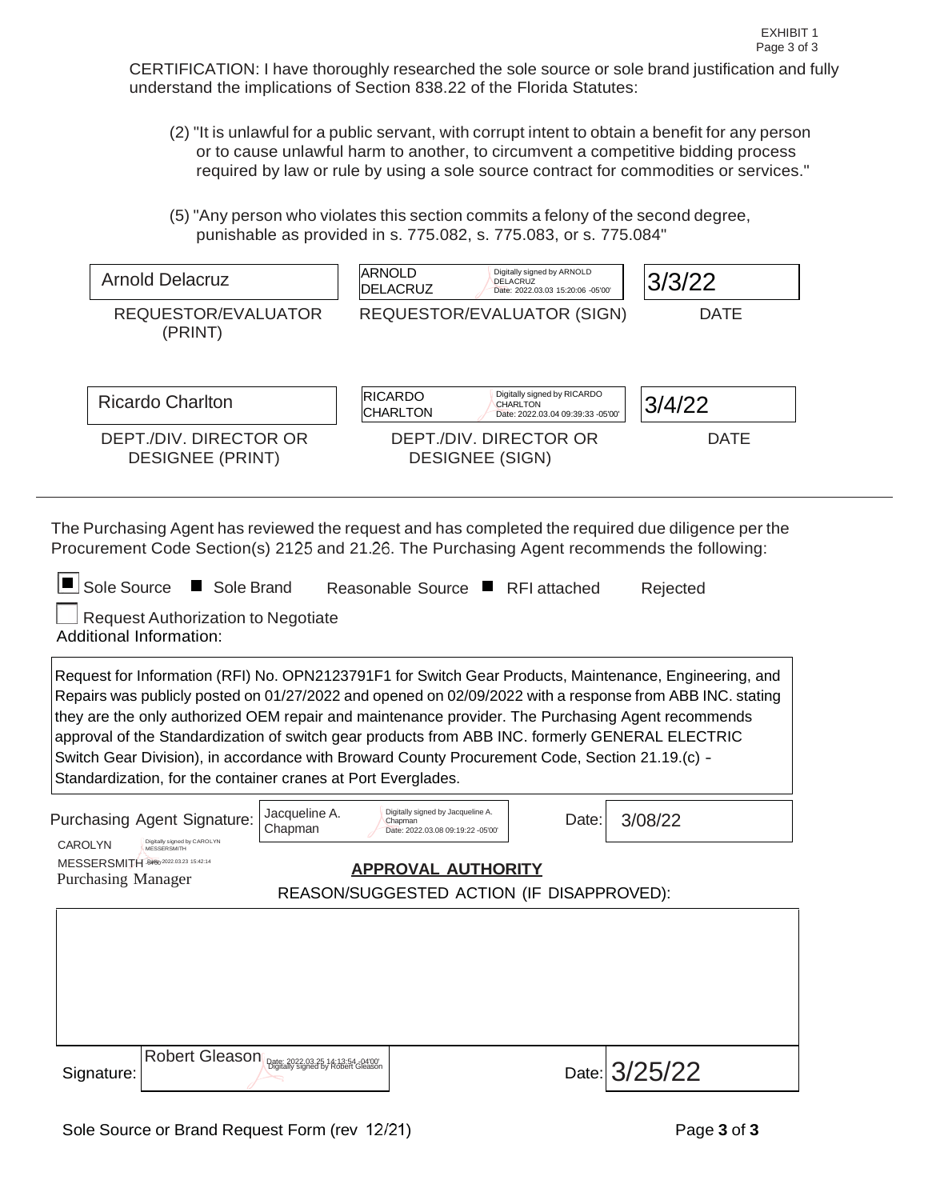CERTIFICATION: I have thoroughly researched the sole source or sole brand justification and fully understand the implications of Section 838.22 of the Florida Statutes:

(2) "It is unlawful for a public servant, with corrupt intent to obtain a benefit for any person or to cause unlawful harm to another, to circumvent a competitive bidding process required by law or rule by using a sole source contract for commodities or services."

(5) "Any person who violates this section commits a felony of the second degree, punishable as provided in s. 775.082, s. 775.083, or s. 775.084"

| | | |
|---|---|---|
| Arnold Delacruz | ARNOLD DELACRUZ Digitally signed by ARNOLD DELACRUZ Date: 2022.03.03 15:20:06 -05'00' | 3/3/22 |
| REQUESTOR/EVALUATOR (PRINT) | REQUESTOR/EVALUATOR (SIGN) | DATE |
| Ricardo Charlton | RICARDO CHARLTON Digitally signed by RICARDO CHARLTON Date: 2022.03.04 09:39:33 -05'00' | 3/4/22 |
| DEPT./DIV. DIRECTOR OR DESIGNEE (PRINT) | DEPT./DIV. DIRECTOR OR DESIGNEE (SIGN) | DATE |

---

The Purchasing Agent has reviewed the request and has completed the required due diligence per the Procurement Code Section(s) 2125 and 21.26. The Purchasing Agent recommends the following:

☒ Sole Source ■ Sole Brand Reasonable Source ■ RFI attached Rejected

☐ Request Authorization to Negotiate

Additional Information:

Request for Information (RFI) No. OPN2123791F1 for Switch Gear Products, Maintenance, Engineering, and Repairs was publicly posted on 01/27/2022 and opened on 02/09/2022 with a response from ABB INC. stating they are the only authorized OEM repair and maintenance provider. The Purchasing Agent recommends approval of the Standardization of switch gear products from ABB INC. formerly GENERAL ELECTRIC Switch Gear Division), in accordance with Broward County Procurement Code, Section 21.19.(c) - Standardization, for the container cranes at Port Everglades.

Purchasing Agent Signature: Jacqueline A. Chapman Digitally signed by Jacqueline A. Chapman Date: 2022.03.08 09:19:22 -05'00' Date: 3/08/22

CAROLYN MESSERSMITH Digitally signed by CAROLYN MESSERSMITH Date: 2022.03.23 15:42:14
Purchasing Manager

**APPROVAL AUTHORITY**

REASON/SUGGESTED ACTION (IF DISAPPROVED):

Signature: Robert Gleason Digitally signed by Robert Gleason Date: 2022.03.25 14:13:54 -04'00' Date: 3/25/22

Sole Source or Brand Request Form (rev 12/21)